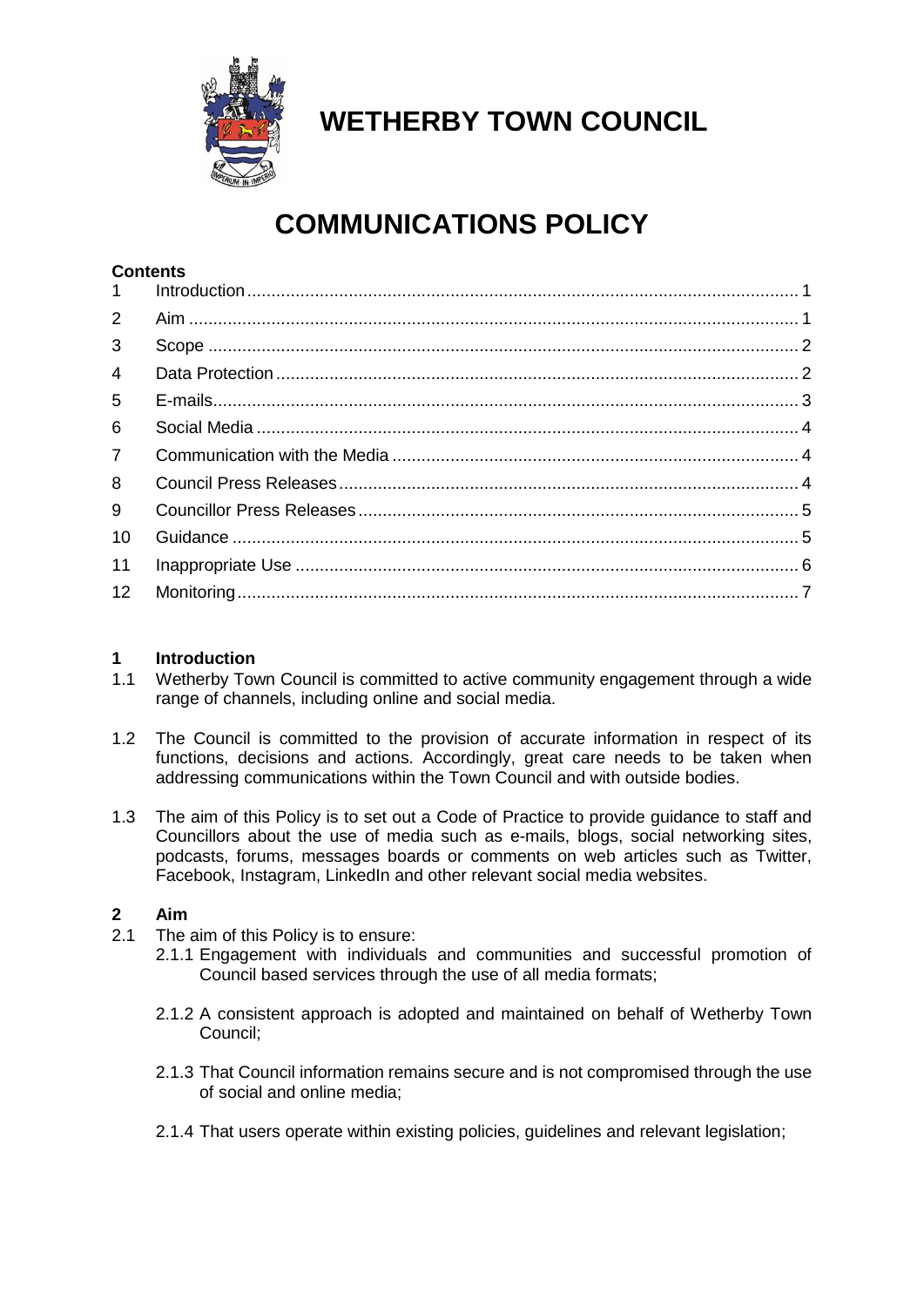# WETHERBY TOWN COUNCIL

# COMMUNICATIONS POLICY

**Contents**

1 Introduction ..... 1
2 Aim ..... 1
3 Scope ..... 2
4 Data Protection ..... 2
5 E-mails ..... 3
6 Social Media ..... 4
7 Communication with the Media ..... 4
8 Council Press Releases ..... 4
9 Councillor Press Releases ..... 5
10 Guidance ..... 5
11 Inappropriate Use ..... 6
12 Monitoring ..... 7

## 1 Introduction

1.1 Wetherby Town Council is committed to active community engagement through a wide range of channels, including online and social media.

1.2 The Council is committed to the provision of accurate information in respect of its functions, decisions and actions. Accordingly, great care needs to be taken when addressing communications within the Town Council and with outside bodies.

1.3 The aim of this Policy is to set out a Code of Practice to provide guidance to staff and Councillors about the use of media such as e-mails, blogs, social networking sites, podcasts, forums, messages boards or comments on web articles such as Twitter, Facebook, Instagram, LinkedIn and other relevant social media websites.

## 2 Aim

2.1 The aim of this Policy is to ensure:

2.1.1 Engagement with individuals and communities and successful promotion of Council based services through the use of all media formats;

2.1.2 A consistent approach is adopted and maintained on behalf of Wetherby Town Council;

2.1.3 That Council information remains secure and is not compromised through the use of social and online media;

2.1.4 That users operate within existing policies, guidelines and relevant legislation;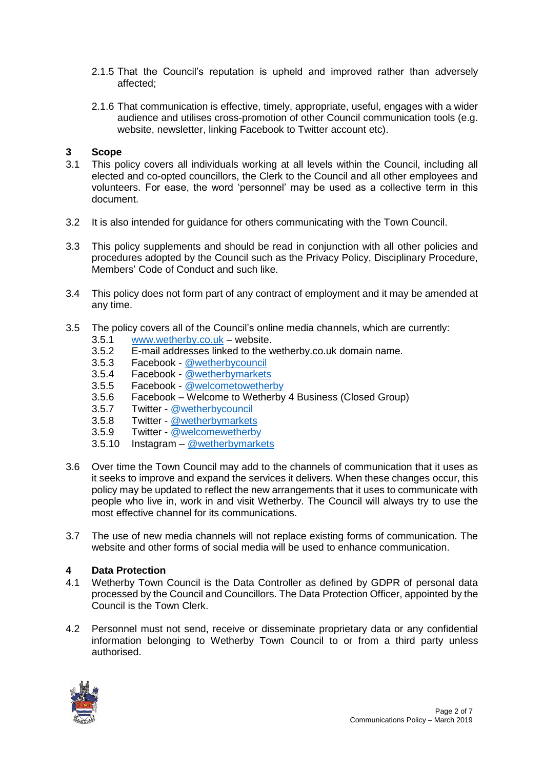2.1.5 That the Council's reputation is upheld and improved rather than adversely affected;

2.1.6 That communication is effective, timely, appropriate, useful, engages with a wider audience and utilises cross-promotion of other Council communication tools (e.g. website, newsletter, linking Facebook to Twitter account etc).

## 3 Scope

3.1 This policy covers all individuals working at all levels within the Council, including all elected and co-opted councillors, the Clerk to the Council and all other employees and volunteers. For ease, the word 'personnel' may be used as a collective term in this document.

3.2 It is also intended for guidance for others communicating with the Town Council.

3.3 This policy supplements and should be read in conjunction with all other policies and procedures adopted by the Council such as the Privacy Policy, Disciplinary Procedure, Members' Code of Conduct and such like.

3.4 This policy does not form part of any contract of employment and it may be amended at any time.

3.5 The policy covers all of the Council's online media channels, which are currently:

3.5.1 www.wetherby.co.uk – website.
3.5.2 E-mail addresses linked to the wetherby.co.uk domain name.
3.5.3 Facebook - @wetherbycouncil
3.5.4 Facebook - @wetherbymarkets
3.5.5 Facebook - @welcometowetherby
3.5.6 Facebook – Welcome to Wetherby 4 Business (Closed Group)
3.5.7 Twitter - @wetherbycouncil
3.5.8 Twitter - @wetherbymarkets
3.5.9 Twitter - @welcomewetherby
3.5.10 Instagram – @wetherbymarkets

3.6 Over time the Town Council may add to the channels of communication that it uses as it seeks to improve and expand the services it delivers. When these changes occur, this policy may be updated to reflect the new arrangements that it uses to communicate with people who live in, work in and visit Wetherby. The Council will always try to use the most effective channel for its communications.

3.7 The use of new media channels will not replace existing forms of communication. The website and other forms of social media will be used to enhance communication.

## 4 Data Protection

4.1 Wetherby Town Council is the Data Controller as defined by GDPR of personal data processed by the Council and Councillors. The Data Protection Officer, appointed by the Council is the Town Clerk.

4.2 Personnel must not send, receive or disseminate proprietary data or any confidential information belonging to Wetherby Town Council to or from a third party unless authorised.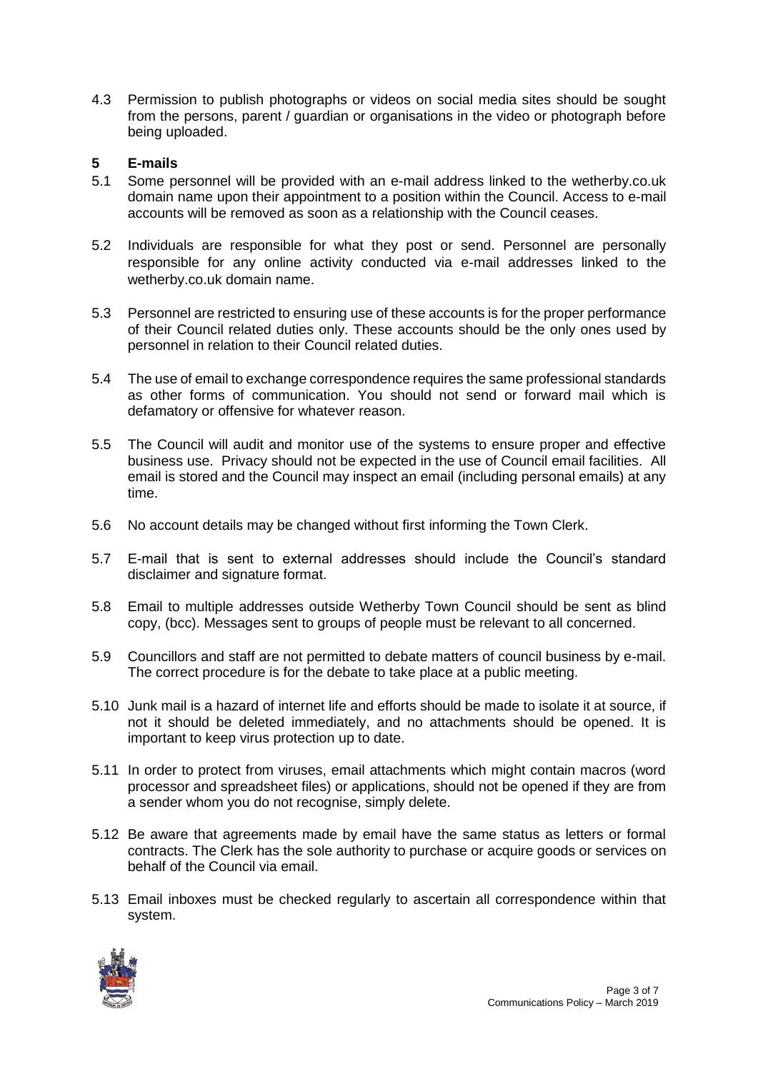4.3 Permission to publish photographs or videos on social media sites should be sought from the persons, parent / guardian or organisations in the video or photograph before being uploaded.

## 5 E-mails

5.1 Some personnel will be provided with an e-mail address linked to the wetherby.co.uk domain name upon their appointment to a position within the Council. Access to e-mail accounts will be removed as soon as a relationship with the Council ceases.

5.2 Individuals are responsible for what they post or send. Personnel are personally responsible for any online activity conducted via e-mail addresses linked to the wetherby.co.uk domain name.

5.3 Personnel are restricted to ensuring use of these accounts is for the proper performance of their Council related duties only. These accounts should be the only ones used by personnel in relation to their Council related duties.

5.4 The use of email to exchange correspondence requires the same professional standards as other forms of communication. You should not send or forward mail which is defamatory or offensive for whatever reason.

5.5 The Council will audit and monitor use of the systems to ensure proper and effective business use. Privacy should not be expected in the use of Council email facilities. All email is stored and the Council may inspect an email (including personal emails) at any time.

5.6 No account details may be changed without first informing the Town Clerk.

5.7 E-mail that is sent to external addresses should include the Council's standard disclaimer and signature format.

5.8 Email to multiple addresses outside Wetherby Town Council should be sent as blind copy, (bcc). Messages sent to groups of people must be relevant to all concerned.

5.9 Councillors and staff are not permitted to debate matters of council business by e-mail. The correct procedure is for the debate to take place at a public meeting.

5.10 Junk mail is a hazard of internet life and efforts should be made to isolate it at source, if not it should be deleted immediately, and no attachments should be opened. It is important to keep virus protection up to date.

5.11 In order to protect from viruses, email attachments which might contain macros (word processor and spreadsheet files) or applications, should not be opened if they are from a sender whom you do not recognise, simply delete.

5.12 Be aware that agreements made by email have the same status as letters or formal contracts. The Clerk has the sole authority to purchase or acquire goods or services on behalf of the Council via email.

5.13 Email inboxes must be checked regularly to ascertain all correspondence within that system.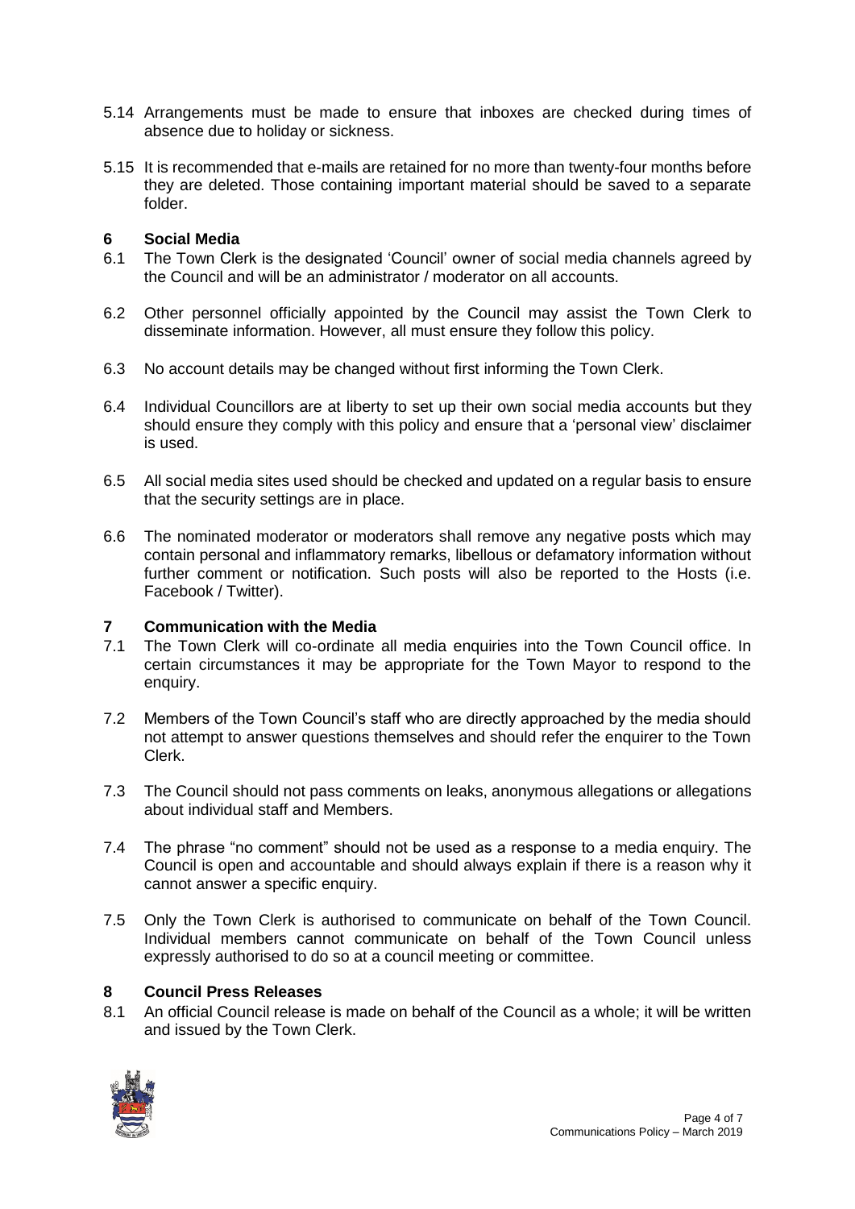5.14 Arrangements must be made to ensure that inboxes are checked during times of absence due to holiday or sickness.

5.15 It is recommended that e-mails are retained for no more than twenty-four months before they are deleted. Those containing important material should be saved to a separate folder.

## 6 Social Media

6.1 The Town Clerk is the designated 'Council' owner of social media channels agreed by the Council and will be an administrator / moderator on all accounts.

6.2 Other personnel officially appointed by the Council may assist the Town Clerk to disseminate information. However, all must ensure they follow this policy.

6.3 No account details may be changed without first informing the Town Clerk.

6.4 Individual Councillors are at liberty to set up their own social media accounts but they should ensure they comply with this policy and ensure that a 'personal view' disclaimer is used.

6.5 All social media sites used should be checked and updated on a regular basis to ensure that the security settings are in place.

6.6 The nominated moderator or moderators shall remove any negative posts which may contain personal and inflammatory remarks, libellous or defamatory information without further comment or notification. Such posts will also be reported to the Hosts (i.e. Facebook / Twitter).

## 7 Communication with the Media

7.1 The Town Clerk will co-ordinate all media enquiries into the Town Council office. In certain circumstances it may be appropriate for the Town Mayor to respond to the enquiry.

7.2 Members of the Town Council's staff who are directly approached by the media should not attempt to answer questions themselves and should refer the enquirer to the Town Clerk.

7.3 The Council should not pass comments on leaks, anonymous allegations or allegations about individual staff and Members.

7.4 The phrase "no comment" should not be used as a response to a media enquiry. The Council is open and accountable and should always explain if there is a reason why it cannot answer a specific enquiry.

7.5 Only the Town Clerk is authorised to communicate on behalf of the Town Council. Individual members cannot communicate on behalf of the Town Council unless expressly authorised to do so at a council meeting or committee.

## 8 Council Press Releases

8.1 An official Council release is made on behalf of the Council as a whole; it will be written and issued by the Town Clerk.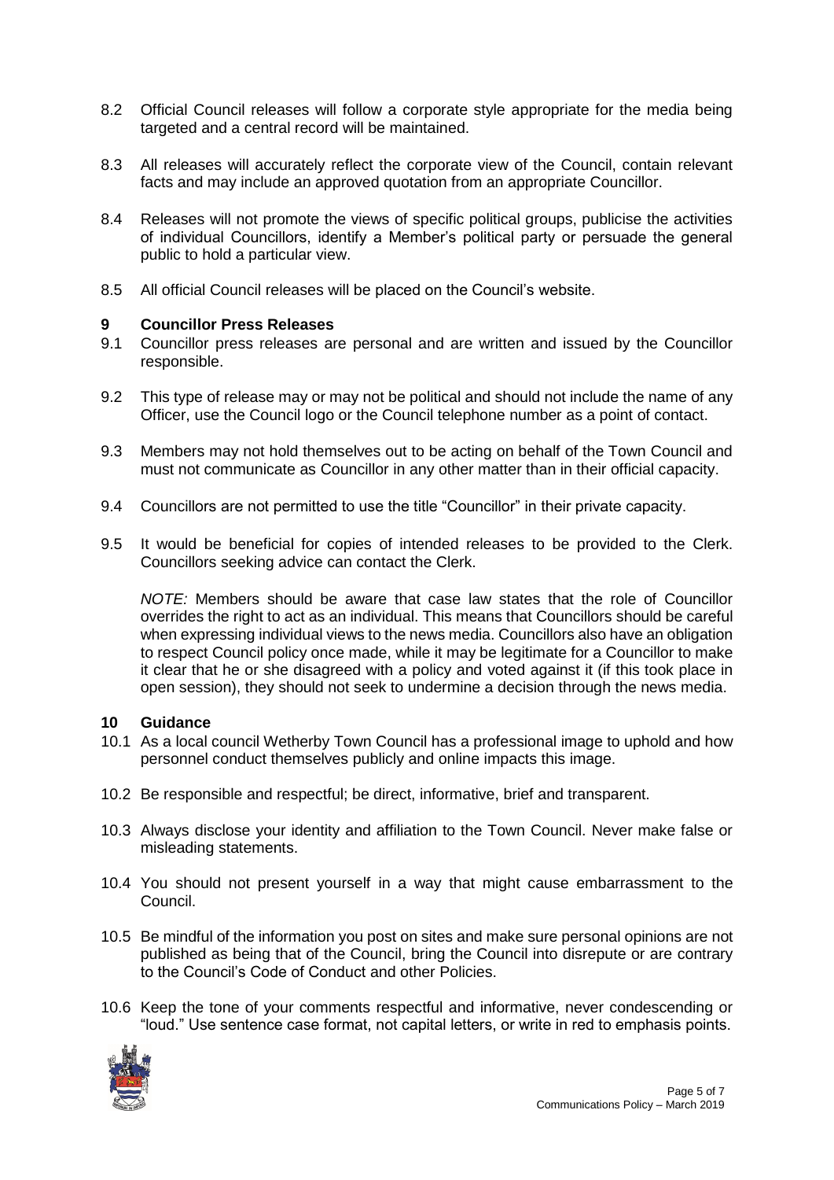8.2 Official Council releases will follow a corporate style appropriate for the media being targeted and a central record will be maintained.

8.3 All releases will accurately reflect the corporate view of the Council, contain relevant facts and may include an approved quotation from an appropriate Councillor.

8.4 Releases will not promote the views of specific political groups, publicise the activities of individual Councillors, identify a Member's political party or persuade the general public to hold a particular view.

8.5 All official Council releases will be placed on the Council's website.

## 9 Councillor Press Releases

9.1 Councillor press releases are personal and are written and issued by the Councillor responsible.

9.2 This type of release may or may not be political and should not include the name of any Officer, use the Council logo or the Council telephone number as a point of contact.

9.3 Members may not hold themselves out to be acting on behalf of the Town Council and must not communicate as Councillor in any other matter than in their official capacity.

9.4 Councillors are not permitted to use the title "Councillor" in their private capacity.

9.5 It would be beneficial for copies of intended releases to be provided to the Clerk. Councillors seeking advice can contact the Clerk.

*NOTE:* Members should be aware that case law states that the role of Councillor overrides the right to act as an individual. This means that Councillors should be careful when expressing individual views to the news media. Councillors also have an obligation to respect Council policy once made, while it may be legitimate for a Councillor to make it clear that he or she disagreed with a policy and voted against it (if this took place in open session), they should not seek to undermine a decision through the news media.

## 10 Guidance

10.1 As a local council Wetherby Town Council has a professional image to uphold and how personnel conduct themselves publicly and online impacts this image.

10.2 Be responsible and respectful; be direct, informative, brief and transparent.

10.3 Always disclose your identity and affiliation to the Town Council. Never make false or misleading statements.

10.4 You should not present yourself in a way that might cause embarrassment to the Council.

10.5 Be mindful of the information you post on sites and make sure personal opinions are not published as being that of the Council, bring the Council into disrepute or are contrary to the Council's Code of Conduct and other Policies.

10.6 Keep the tone of your comments respectful and informative, never condescending or "loud." Use sentence case format, not capital letters, or write in red to emphasis points.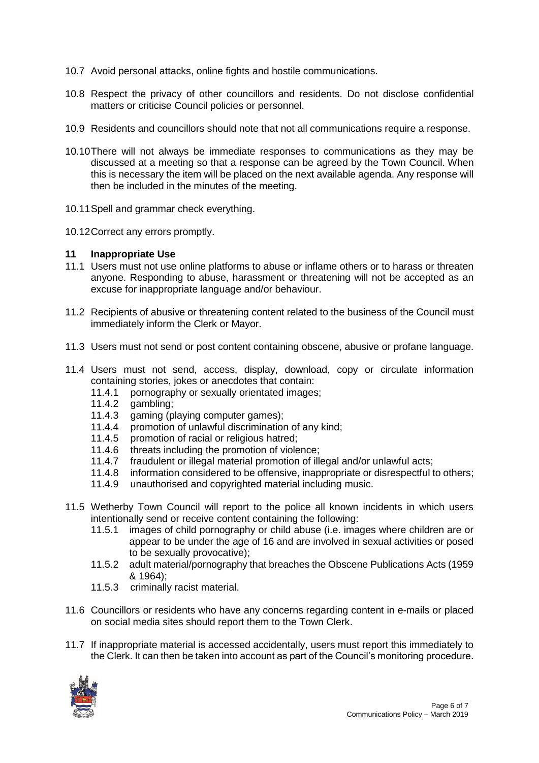10.7 Avoid personal attacks, online fights and hostile communications.

10.8 Respect the privacy of other councillors and residents. Do not disclose confidential matters or criticise Council policies or personnel.

10.9 Residents and councillors should note that not all communications require a response.

10.10 There will not always be immediate responses to communications as they may be discussed at a meeting so that a response can be agreed by the Town Council. When this is necessary the item will be placed on the next available agenda. Any response will then be included in the minutes of the meeting.

10.11 Spell and grammar check everything.

10.12 Correct any errors promptly.

## 11 Inappropriate Use

11.1 Users must not use online platforms to abuse or inflame others or to harass or threaten anyone. Responding to abuse, harassment or threatening will not be accepted as an excuse for inappropriate language and/or behaviour.

11.2 Recipients of abusive or threatening content related to the business of the Council must immediately inform the Clerk or Mayor.

11.3 Users must not send or post content containing obscene, abusive or profane language.

11.4 Users must not send, access, display, download, copy or circulate information containing stories, jokes or anecdotes that contain:

- 11.4.1 pornography or sexually orientated images;
- 11.4.2 gambling;
- 11.4.3 gaming (playing computer games);
- 11.4.4 promotion of unlawful discrimination of any kind;
- 11.4.5 promotion of racial or religious hatred;
- 11.4.6 threats including the promotion of violence;
- 11.4.7 fraudulent or illegal material promotion of illegal and/or unlawful acts;
- 11.4.8 information considered to be offensive, inappropriate or disrespectful to others;
- 11.4.9 unauthorised and copyrighted material including music.

11.5 Wetherby Town Council will report to the police all known incidents in which users intentionally send or receive content containing the following:

- 11.5.1 images of child pornography or child abuse (i.e. images where children are or appear to be under the age of 16 and are involved in sexual activities or posed to be sexually provocative);
- 11.5.2 adult material/pornography that breaches the Obscene Publications Acts (1959 & 1964);
- 11.5.3 criminally racist material.

11.6 Councillors or residents who have any concerns regarding content in e-mails or placed on social media sites should report them to the Town Clerk.

11.7 If inappropriate material is accessed accidentally, users must report this immediately to the Clerk. It can then be taken into account as part of the Council's monitoring procedure.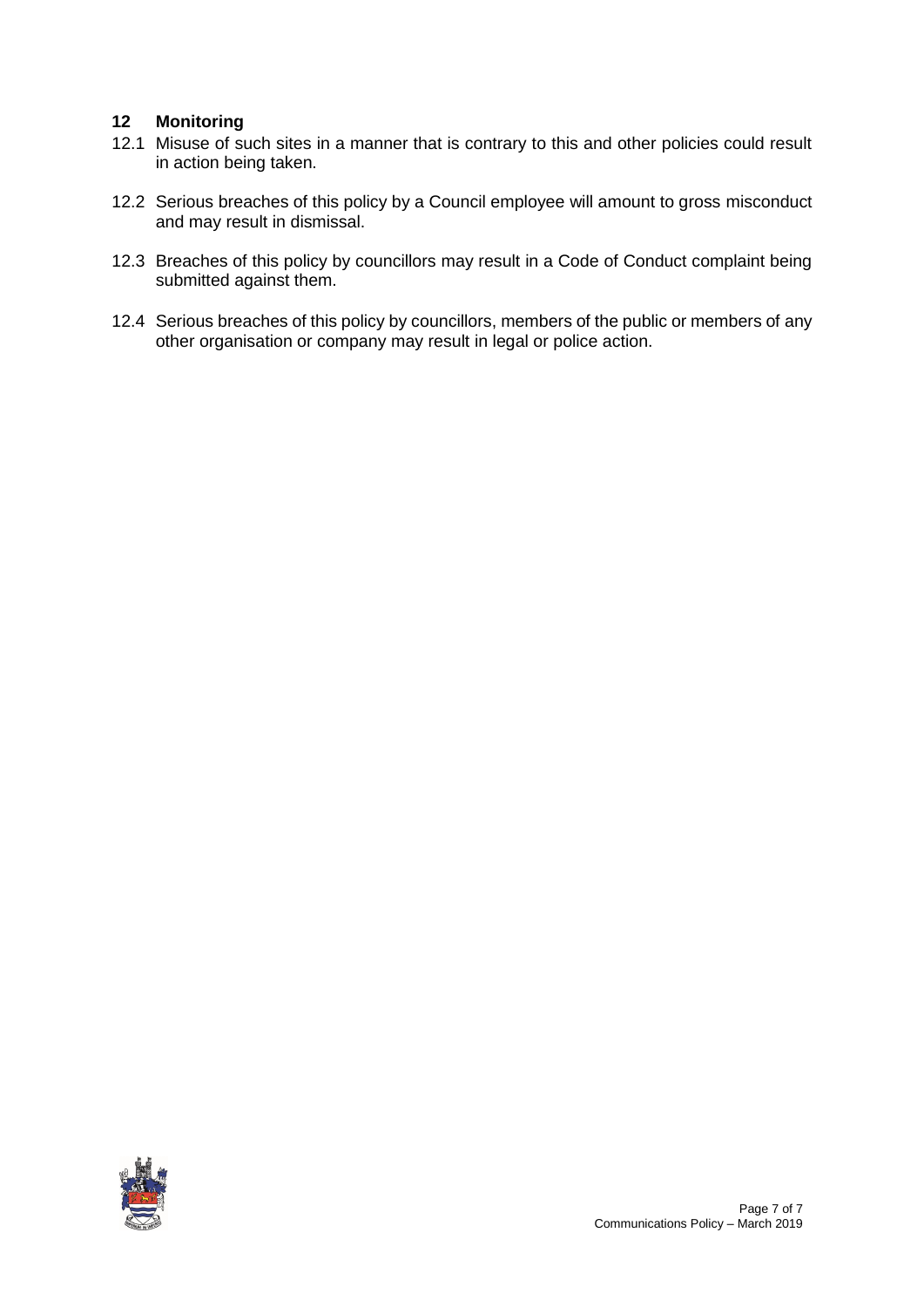## 12 Monitoring

12.1 Misuse of such sites in a manner that is contrary to this and other policies could result in action being taken.

12.2 Serious breaches of this policy by a Council employee will amount to gross misconduct and may result in dismissal.

12.3 Breaches of this policy by councillors may result in a Code of Conduct complaint being submitted against them.

12.4 Serious breaches of this policy by councillors, members of the public or members of any other organisation or company may result in legal or police action.